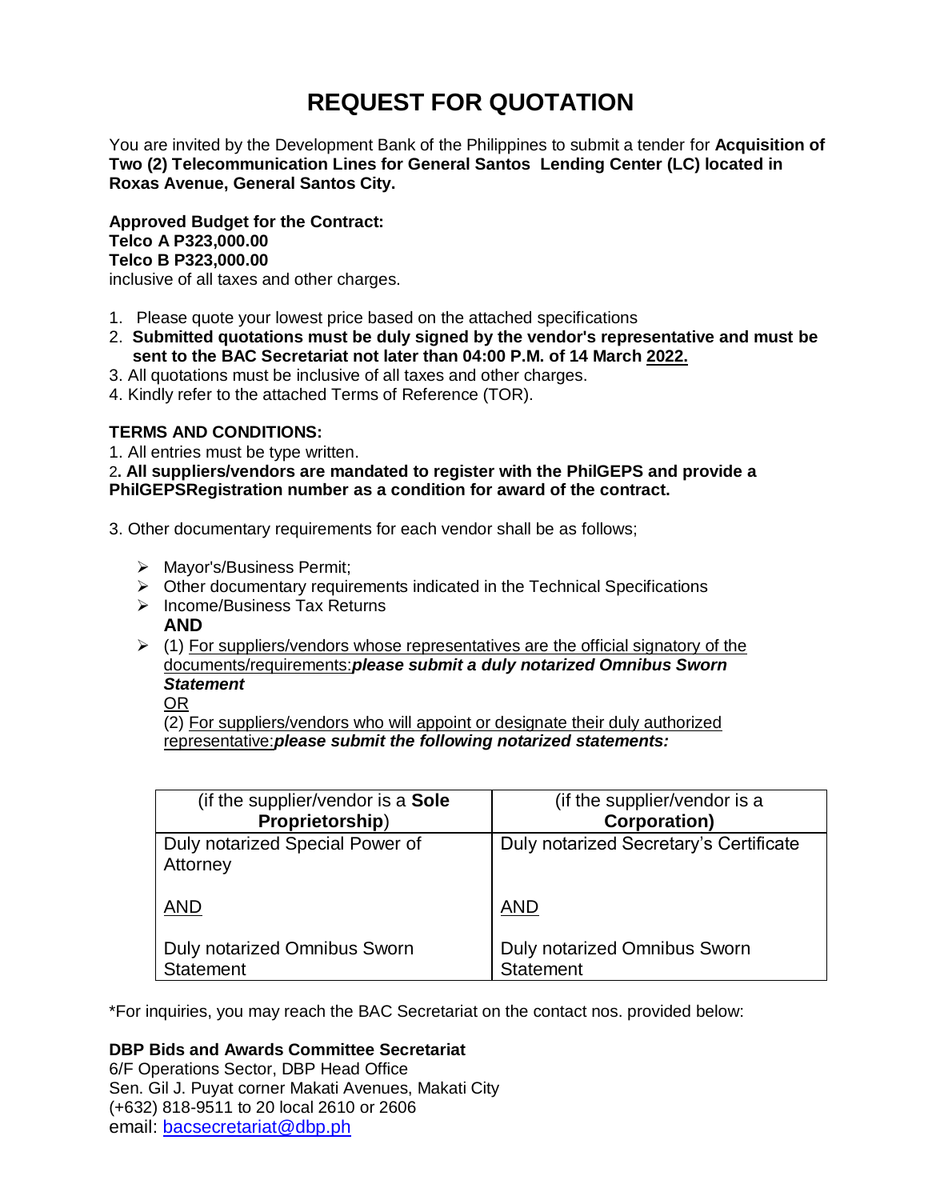# REQUEST FOR QUOTATION

You are invited by the Development Bank of the Philippines to submit a tender for **Acquisition of Two (2) Telecommunication Lines for General Santos Lending Center (LC) located in Roxas Avenue, General Santos City.**

**Approved Budget for the Contract:**
**Telco A P323,000.00**
**Telco B P323,000.00**
inclusive of all taxes and other charges.

1. Please quote your lowest price based on the attached specifications
2. **Submitted quotations must be duly signed by the vendor's representative and must be sent to the BAC Secretariat not later than 04:00 P.M. of 14 March 2022.**
3. All quotations must be inclusive of all taxes and other charges.
4. Kindly refer to the attached Terms of Reference (TOR).

**TERMS AND CONDITIONS:**

1. All entries must be type written.
2. **All suppliers/vendors are mandated to register with the PhilGEPS and provide a PhilGEPSRegistration number as a condition for award of the contract.**

3. Other documentary requirements for each vendor shall be as follows;

- Mayor's/Business Permit;
- Other documentary requirements indicated in the Technical Specifications
- Income/Business Tax Returns
  **AND**
- (1) For suppliers/vendors whose representatives are the official signatory of the documents/requirements:***please submit a duly notarized Omnibus Sworn Statement***
  OR
  (2) For suppliers/vendors who will appoint or designate their duly authorized representative:***please submit the following notarized statements:***

| (if the supplier/vendor is a **Sole Proprietorship**) | (if the supplier/vendor is a **Corporation)** |
|---|---|
| Duly notarized Special Power of Attorney<br><br>AND<br><br>Duly notarized Omnibus Sworn Statement | Duly notarized Secretary's Certificate<br><br>AND<br><br>Duly notarized Omnibus Sworn Statement |

*For inquiries, you may reach the BAC Secretariat on the contact nos. provided below:

**DBP Bids and Awards Committee Secretariat**
6/F Operations Sector, DBP Head Office
Sen. Gil J. Puyat corner Makati Avenues, Makati City
(+632) 818-9511 to 20 local 2610 or 2606
email: bacsecretariat@dbp.ph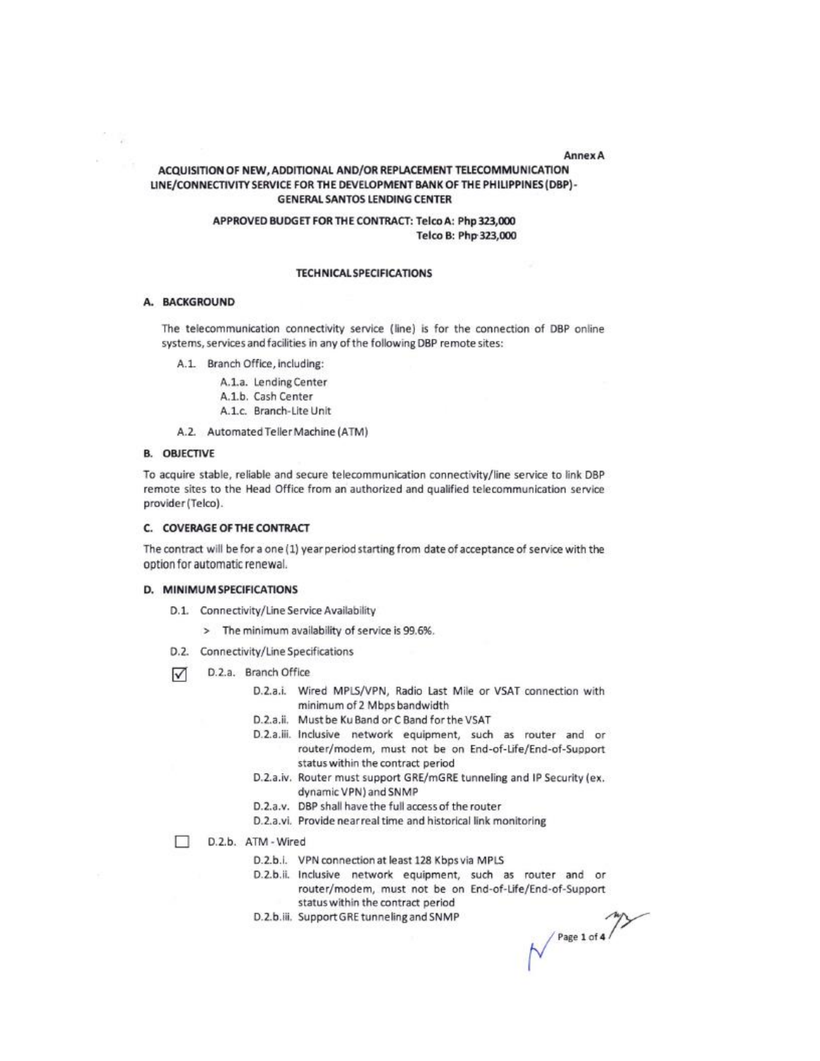Annex A

# ACQUISITION OF NEW, ADDITIONAL AND/OR REPLACEMENT TELECOMMUNICATION LINE/CONNECTIVITY SERVICE FOR THE DEVELOPMENT BANK OF THE PHILIPPINES (DBP) - GENERAL SANTOS LENDING CENTER

**APPROVED BUDGET FOR THE CONTRACT: Telco A: Php 323,000**
**Telco B: Php 323,000**

## TECHNICAL SPECIFICATIONS

### A. BACKGROUND

The telecommunication connectivity service (line) is for the connection of DBP online systems, services and facilities in any of the following DBP remote sites:

- A.1. Branch Office, including:
  - A.1.a. Lending Center
  - A.1.b. Cash Center
  - A.1.c. Branch-Lite Unit
- A.2. Automated Teller Machine (ATM)

### B. OBJECTIVE

To acquire stable, reliable and secure telecommunication connectivity/line service to link DBP remote sites to the Head Office from an authorized and qualified telecommunication service provider (Telco).

### C. COVERAGE OF THE CONTRACT

The contract will be for a one (1) year period starting from date of acceptance of service with the option for automatic renewal.

### D. MINIMUM SPECIFICATIONS

- D.1. Connectivity/Line Service Availability
  - > The minimum availability of service is 99.6%.
- D.2. Connectivity/Line Specifications

☑ D.2.a. Branch Office

- D.2.a.i. Wired MPLS/VPN, Radio Last Mile or VSAT connection with minimum of 2 Mbps bandwidth
- D.2.a.ii. Must be Ku Band or C Band for the VSAT
- D.2.a.iii. Inclusive network equipment, such as router and or router/modem, must not be on End-of-Life/End-of-Support status within the contract period
- D.2.a.iv. Router must support GRE/mGRE tunneling and IP Security (ex. dynamic VPN) and SNMP
- D.2.a.v. DBP shall have the full access of the router
- D.2.a.vi. Provide near real time and historical link monitoring

☐ D.2.b. ATM - Wired

- D.2.b.i. VPN connection at least 128 Kbps via MPLS
- D.2.b.ii. Inclusive network equipment, such as router and or router/modem, must not be on End-of-Life/End-of-Support status within the contract period
- D.2.b.iii. Support GRE tunneling and SNMP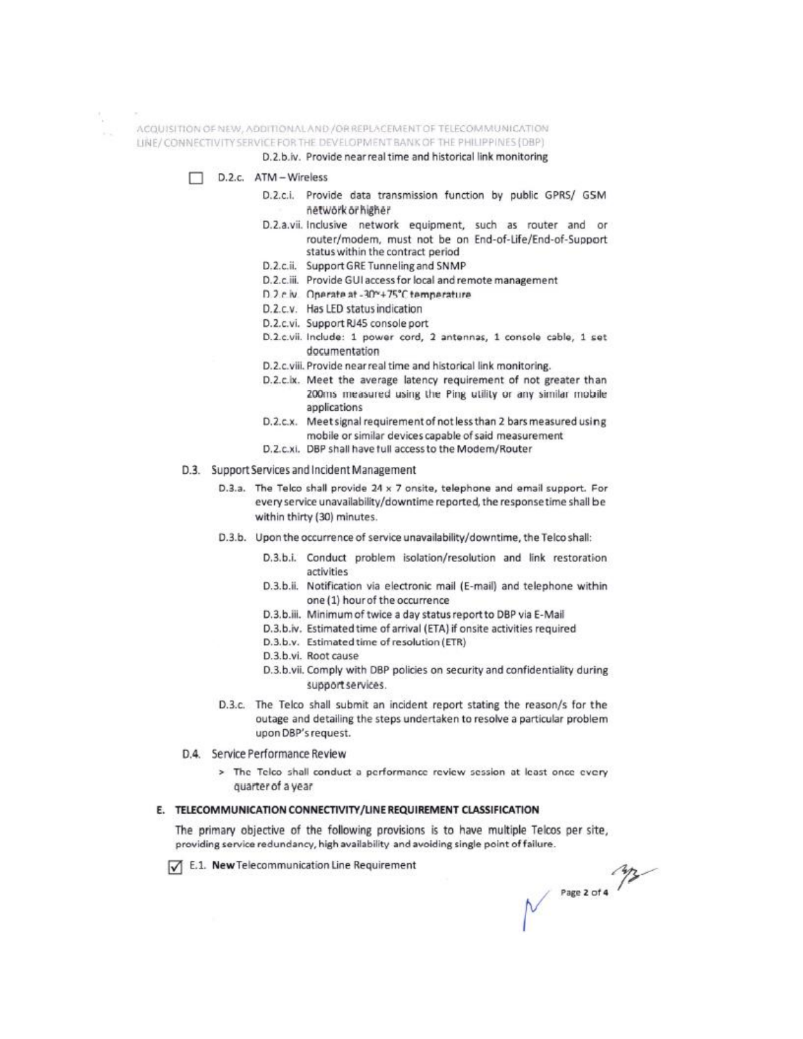D.2.b.iv. Provide near real time and historical link monitoring

☐ D.2.c. ATM – Wireless

- D.2.c.i. Provide data transmission function by public GPRS/ GSM network or higher
- D.2.a.vii. Inclusive network equipment, such as router and or router/modem, must not be on End-of-Life/End-of-Support status within the contract period
- D.2.c.ii. Support GRE Tunneling and SNMP
- D.2.c.iii. Provide GUI access for local and remote management
- D.2.c.iv. Operate at -30~+75°C temperature
- D.2.c.v. Has LED status indication
- D.2.c.vi. Support RJ45 console port
- D.2.c.vii. Include: 1 power cord, 2 antennas, 1 console cable, 1 set documentation
- D.2.c.viii. Provide near real time and historical link monitoring.
- D.2.c.ix. Meet the average latency requirement of not greater than 200ms measured using the Ping utility or any similar mobile applications
- D.2.c.x. Meet signal requirement of not less than 2 bars measured using mobile or similar devices capable of said measurement
- D.2.c.xi. DBP shall have full access to the Modem/Router

D.3. Support Services and Incident Management

- D.3.a. The Telco shall provide 24 x 7 onsite, telephone and email support. For every service unavailability/downtime reported, the response time shall be within thirty (30) minutes.
- D.3.b. Upon the occurrence of service unavailability/downtime, the Telco shall:
  - D.3.b.i. Conduct problem isolation/resolution and link restoration activities
  - D.3.b.ii. Notification via electronic mail (E-mail) and telephone within one (1) hour of the occurrence
  - D.3.b.iii. Minimum of twice a day status report to DBP via E-Mail
  - D.3.b.iv. Estimated time of arrival (ETA) if onsite activities required
  - D.3.b.v. Estimated time of resolution (ETR)
  - D.3.b.vi. Root cause
  - D.3.b.vii. Comply with DBP policies on security and confidentiality during support services.
- D.3.c. The Telco shall submit an incident report stating the reason/s for the outage and detailing the steps undertaken to resolve a particular problem upon DBP's request.

D.4. Service Performance Review

> The Telco shall conduct a performance review session at least once every quarter of a year

## E. TELECOMMUNICATION CONNECTIVITY/LINE REQUIREMENT CLASSIFICATION

The primary objective of the following provisions is to have multiple Telcos per site, providing service redundancy, high availability and avoiding single point of failure.

☑ E.1. **New** Telecommunication Line Requirement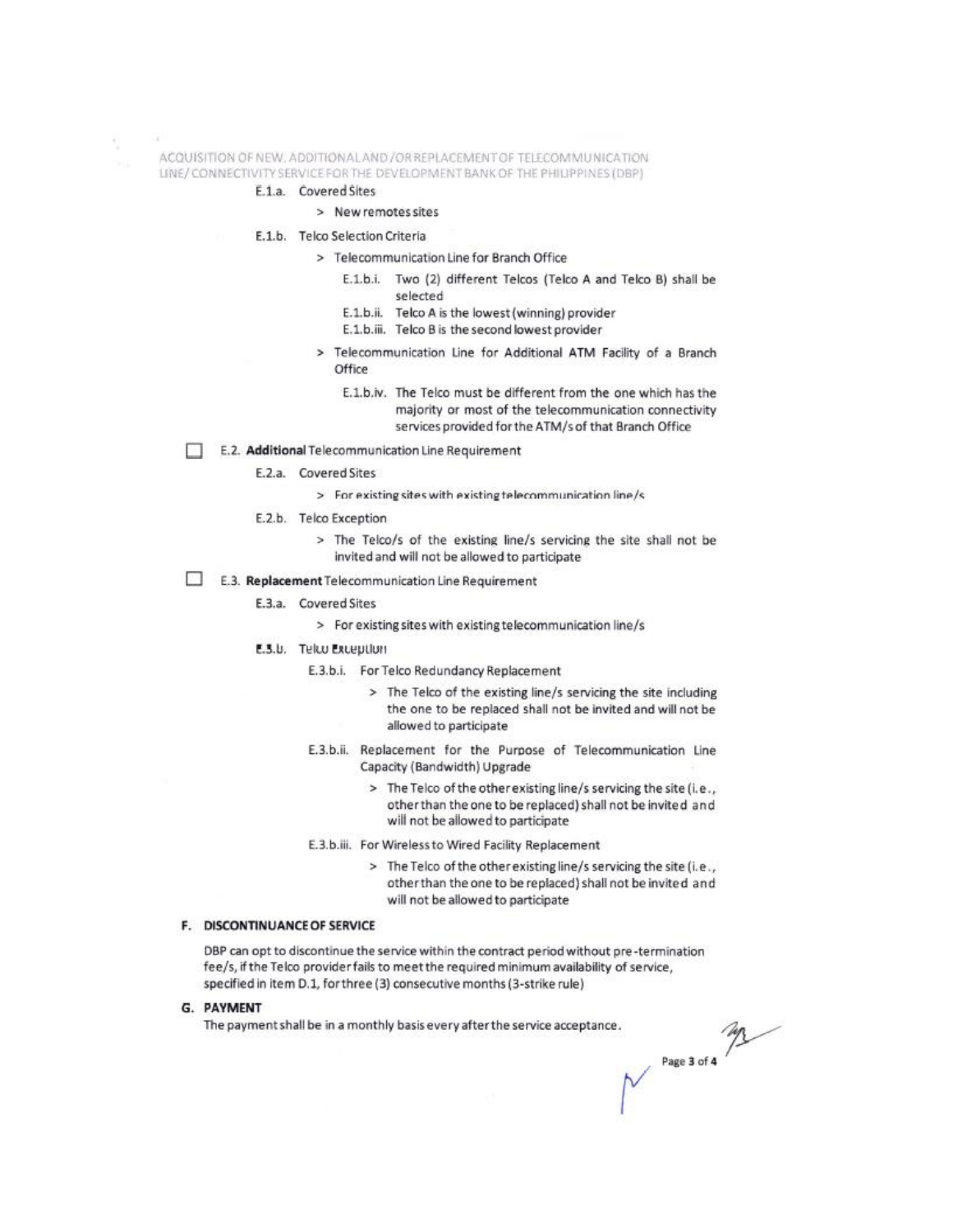E.1.a. Covered Sites

> New remotes sites

E.1.b. Telco Selection Criteria

> Telecommunication Line for Branch Office

E.1.b.i. Two (2) different Telcos (Telco A and Telco B) shall be selected

E.1.b.ii. Telco A is the lowest (winning) provider

E.1.b.iii. Telco B is the second lowest provider

> Telecommunication Line for Additional ATM Facility of a Branch Office

E.1.b.iv. The Telco must be different from the one which has the majority or most of the telecommunication connectivity services provided for the ATM/s of that Branch Office

☐ E.2. **Additional** Telecommunication Line Requirement

E.2.a. Covered Sites

> For existing sites with existing telecommunication line/s

E.2.b. Telco Exception

> The Telco/s of the existing line/s servicing the site shall not be invited and will not be allowed to participate

☐ E.3. **Replacement** Telecommunication Line Requirement

E.3.a. Covered Sites

> For existing sites with existing telecommunication line/s

E.3.b. Telco Exception

E.3.b.i. For Telco Redundancy Replacement

> The Telco of the existing line/s servicing the site including the one to be replaced shall not be invited and will not be allowed to participate

E.3.b.ii. Replacement for the Purpose of Telecommunication Line Capacity (Bandwidth) Upgrade

> The Telco of the other existing line/s servicing the site (i.e., other than the one to be replaced) shall not be invited and will not be allowed to participate

E.3.b.iii. For Wireless to Wired Facility Replacement

> The Telco of the other existing line/s servicing the site (i.e., other than the one to be replaced) shall not be invited and will not be allowed to participate

## F. DISCONTINUANCE OF SERVICE

DBP can opt to discontinue the service within the contract period without pre-termination fee/s, if the Telco provider fails to meet the required minimum availability of service, specified in item D.1, for three (3) consecutive months (3-strike rule)

## G. PAYMENT

The payment shall be in a monthly basis every after the service acceptance.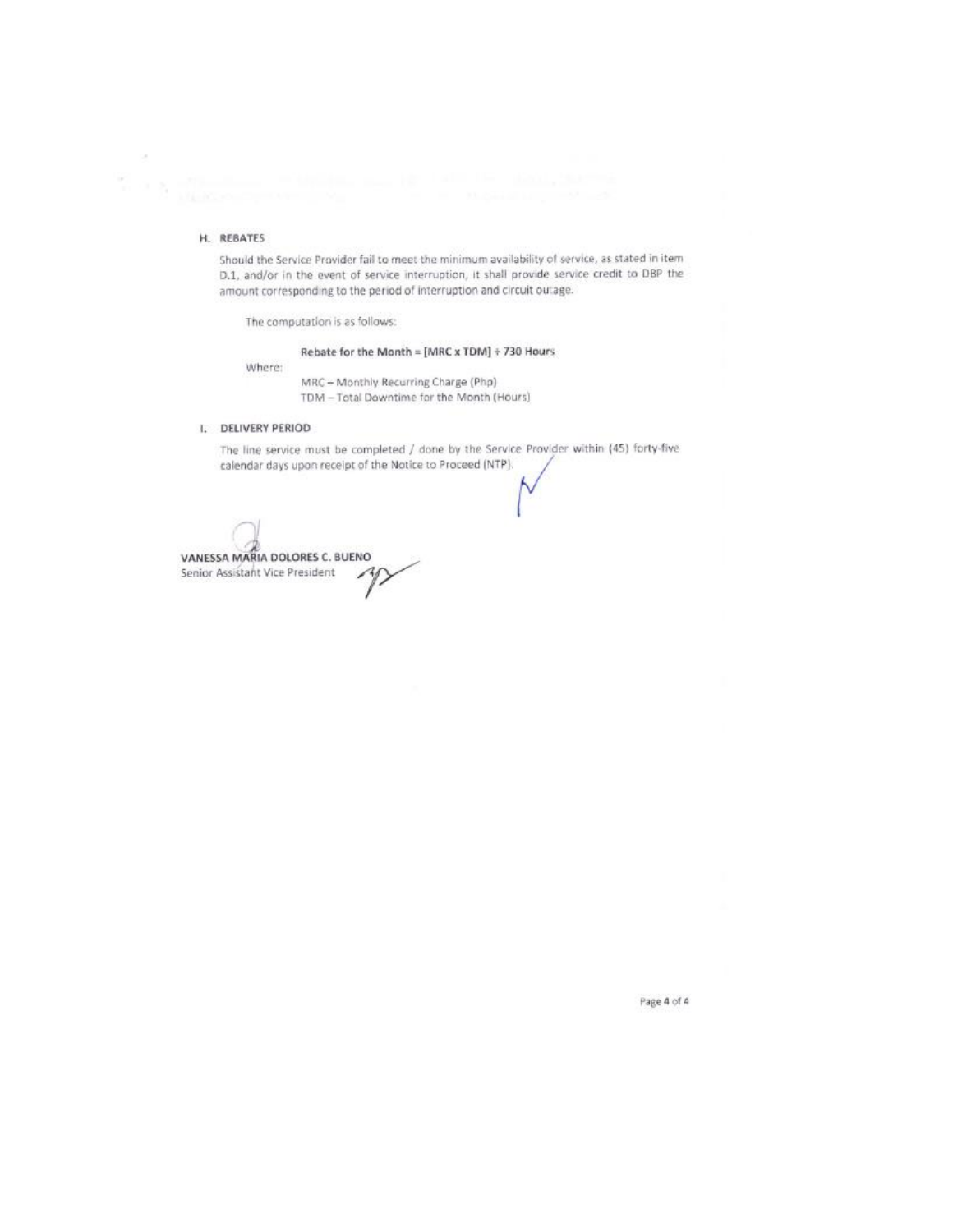### H. REBATES

Should the Service Provider fail to meet the minimum availability of service, as stated in item D.1, and/or in the event of service interruption, it shall provide service credit to DBP the amount corresponding to the period of interruption and circuit outage.

The computation is as follows:

**Rebate for the Month = [MRC x TDM] ÷ 730 Hours**

Where:

MRC – Monthly Recurring Charge (Php)
TDM – Total Downtime for the Month (Hours)

### I. DELIVERY PERIOD

The line service must be completed / done by the Service Provider within (45) forty-five calendar days upon receipt of the Notice to Proceed (NTP).

**VANESSA MARIA DOLORES C. BUENO**
Senior Assistant Vice President